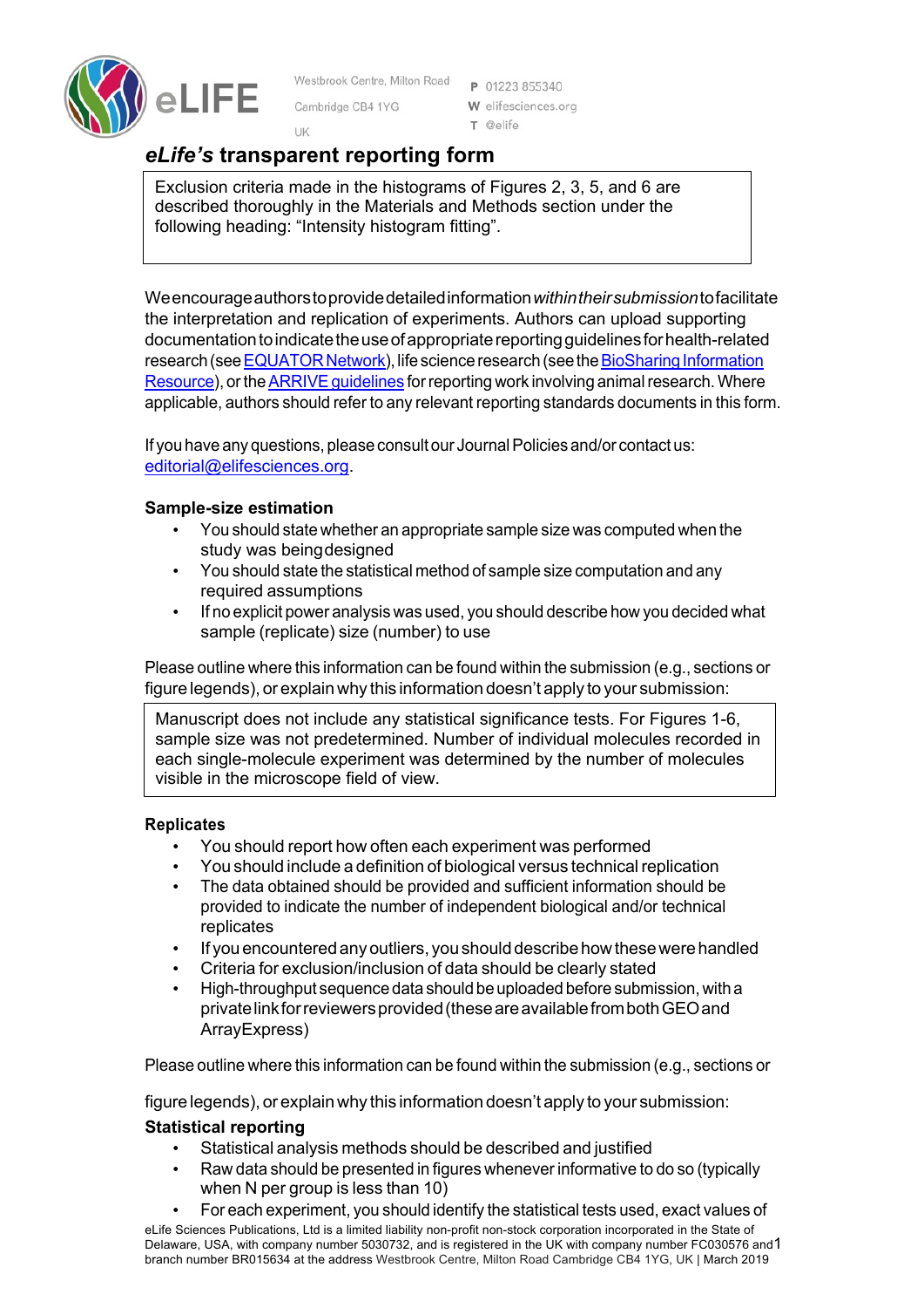eLIFE

Westbrook Centre, Milton Road
Cambridge CB4 1YG
UK

P 01223 855340
W elifesciences.org
T @elife

# *eLife's* transparent reporting form

> Exclusion criteria made in the histograms of Figures 2, 3, 5, and 6 are described thoroughly in the Materials and Methods section under the following heading: "Intensity histogram fitting".

We encourage authors to provide detailed information *within their submission* to facilitate the interpretation and replication of experiments. Authors can upload supporting documentation to indicate the use of appropriate reporting guidelines for health-related research (see EQUATOR Network), life science research (see the BioSharing Information Resource), or the ARRIVE guidelines for reporting work involving animal research. Where applicable, authors should refer to any relevant reporting standards documents in this form.

If you have any questions, please consult our Journal Policies and/or contact us: editorial@elifesciences.org.

### Sample-size estimation

- You should state whether an appropriate sample size was computed when the study was being designed
- You should state the statistical method of sample size computation and any required assumptions
- If no explicit power analysis was used, you should describe how you decided what sample (replicate) size (number) to use

Please outline where this information can be found within the submission (e.g., sections or figure legends), or explain why this information doesn't apply to your submission:

> Manuscript does not include any statistical significance tests. For Figures 1-6, sample size was not predetermined. Number of individual molecules recorded in each single-molecule experiment was determined by the number of molecules visible in the microscope field of view.

### Replicates

- You should report how often each experiment was performed
- You should include a definition of biological versus technical replication
- The data obtained should be provided and sufficient information should be provided to indicate the number of independent biological and/or technical replicates
- If you encountered any outliers, you should describe how these were handled
- Criteria for exclusion/inclusion of data should be clearly stated
- High-throughput sequence data should be uploaded before submission, with a private link for reviewers provided (these are available from both GEO and ArrayExpress)

Please outline where this information can be found within the submission (e.g., sections or figure legends), or explain why this information doesn't apply to your submission:

### Statistical reporting

- Statistical analysis methods should be described and justified
- Raw data should be presented in figures whenever informative to do so (typically when N per group is less than 10)
- For each experiment, you should identify the statistical tests used, exact values of

eLife Sciences Publications, Ltd is a limited liability non-profit non-stock corporation incorporated in the State of Delaware, USA, with company number 5030732, and is registered in the UK with company number FC030576 and branch number BR015634 at the address Westbrook Centre, Milton Road Cambridge CB4 1YG, UK | March 2019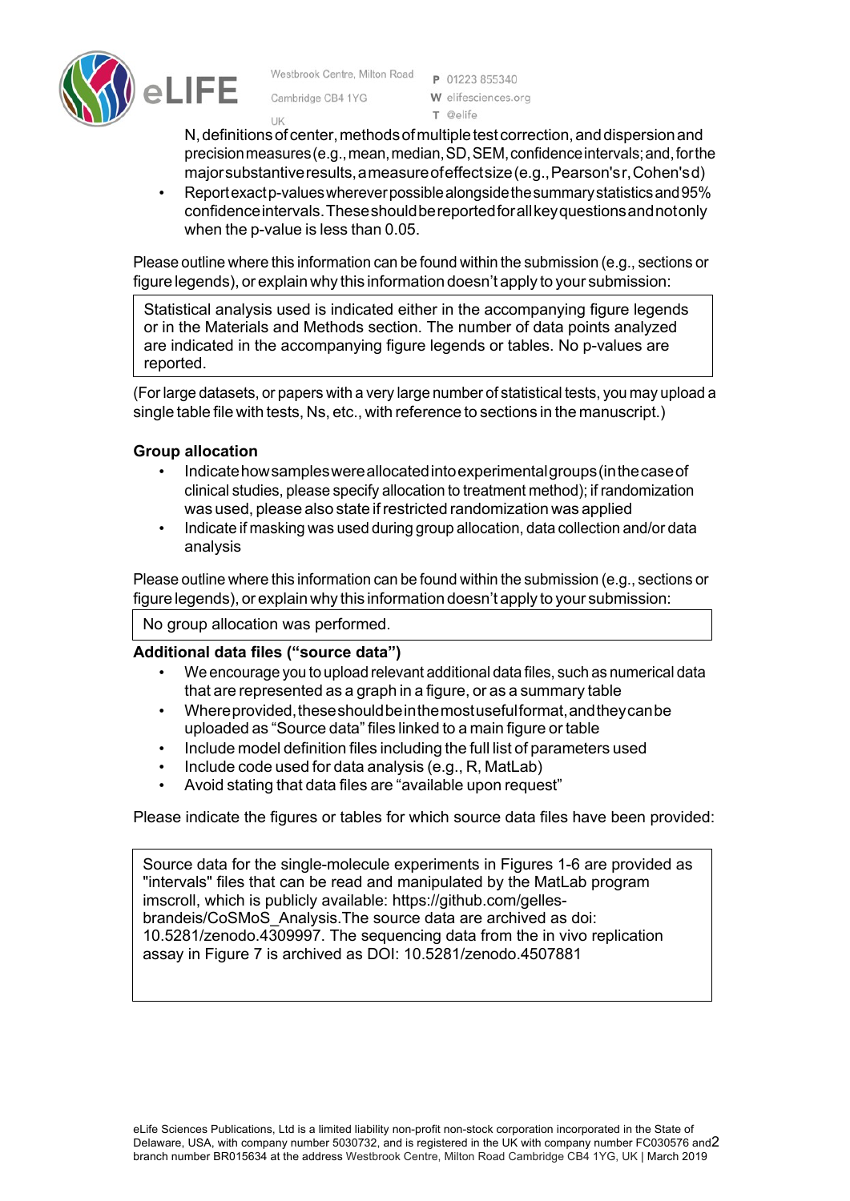N, definitions of center, methods of multiple test correction, and dispersion and precision measures (e.g., mean, median, SD, SEM, confidence intervals; and, for the major substantive results, a measure of effect size (e.g., Pearson's r, Cohen's d)
- Report exact p-values wherever possible alongside the summary statistics and 95% confidence intervals. These should be reported for all key questions and not only when the p-value is less than 0.05.

Please outline where this information can be found within the submission (e.g., sections or figure legends), or explain why this information doesn't apply to your submission:

> Statistical analysis used is indicated either in the accompanying figure legends or in the Materials and Methods section. The number of data points analyzed are indicated in the accompanying figure legends or tables. No p-values are reported.

(For large datasets, or papers with a very large number of statistical tests, you may upload a single table file with tests, Ns, etc., with reference to sections in the manuscript.)

### Group allocation

- Indicate how samples were allocated into experimental groups (in the case of clinical studies, please specify allocation to treatment method); if randomization was used, please also state if restricted randomization was applied
- Indicate if masking was used during group allocation, data collection and/or data analysis

Please outline where this information can be found within the submission (e.g., sections or figure legends), or explain why this information doesn't apply to your submission:

> No group allocation was performed.

### Additional data files ("source data")

- We encourage you to upload relevant additional data files, such as numerical data that are represented as a graph in a figure, or as a summary table
- Where provided, these should be in the most useful format, and they can be uploaded as "Source data" files linked to a main figure or table
- Include model definition files including the full list of parameters used
- Include code used for data analysis (e.g., R, MatLab)
- Avoid stating that data files are "available upon request"

Please indicate the figures or tables for which source data files have been provided:

> Source data for the single-molecule experiments in Figures 1-6 are provided as "intervals" files that can be read and manipulated by the MatLab program imscroll, which is publicly available: https://github.com/gelles-brandeis/CoSMoS_Analysis.The source data are archived as doi: 10.5281/zenodo.4309997. The sequencing data from the in vivo replication assay in Figure 7 is archived as DOI: 10.5281/zenodo.4507881